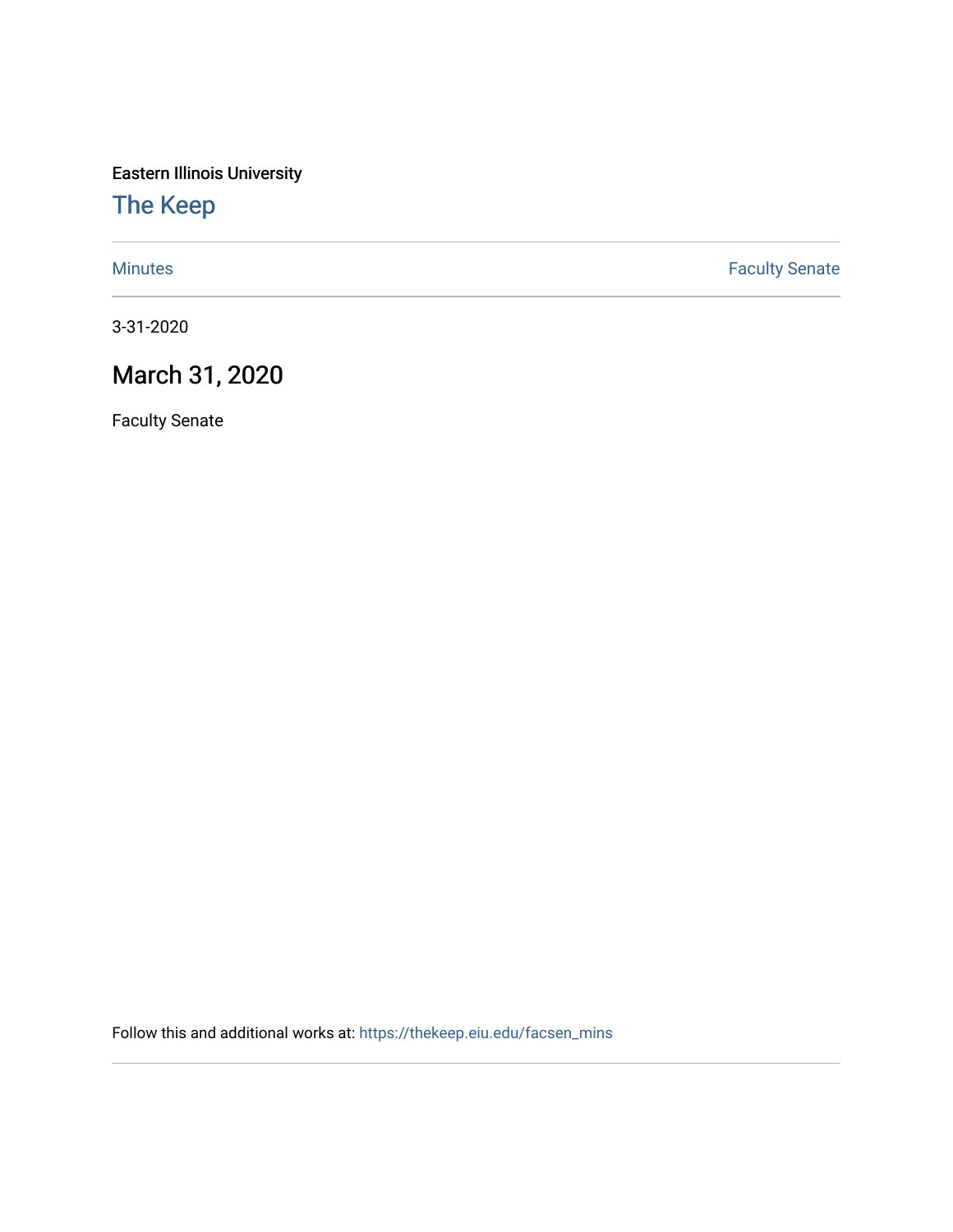Eastern Illinois University

# The Keep

Minutes | Faculty Senate

3-31-2020

## March 31, 2020

Faculty Senate

Follow this and additional works at: https://thekeep.eiu.edu/facsen_mins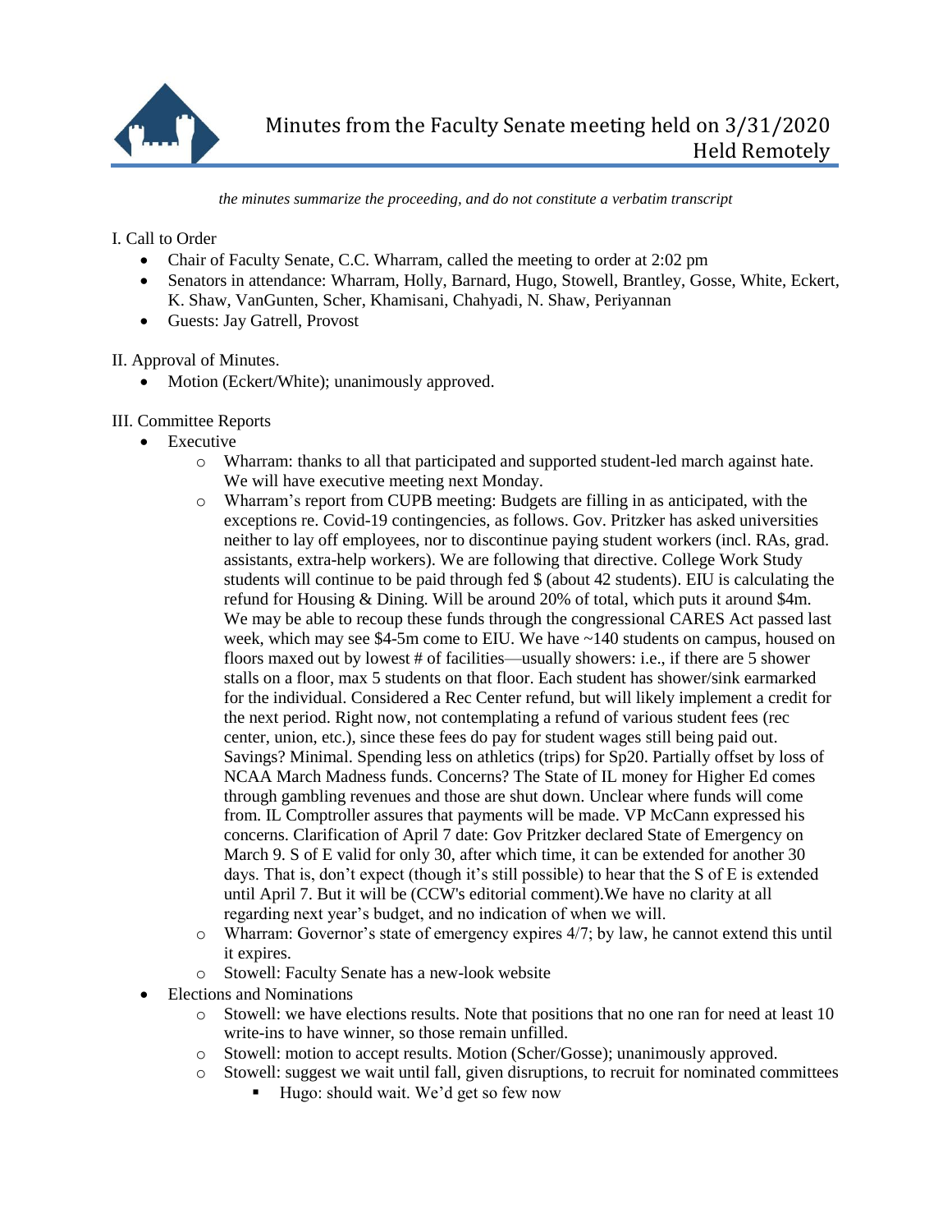# Minutes from the Faculty Senate meeting held on 3/31/2020 Held Remotely

*the minutes summarize the proceeding, and do not constitute a verbatim transcript*

I. Call to Order

- Chair of Faculty Senate, C.C. Wharram, called the meeting to order at 2:02 pm
- Senators in attendance: Wharram, Holly, Barnard, Hugo, Stowell, Brantley, Gosse, White, Eckert, K. Shaw, VanGunten, Scher, Khamisani, Chahyadi, N. Shaw, Periyannan
- Guests: Jay Gatrell, Provost

II. Approval of Minutes.

- Motion (Eckert/White); unanimously approved.

III. Committee Reports

- Executive
  - Wharram: thanks to all that participated and supported student-led march against hate. We will have executive meeting next Monday.
  - Wharram's report from CUPB meeting: Budgets are filling in as anticipated, with the exceptions re. Covid-19 contingencies, as follows. Gov. Pritzker has asked universities neither to lay off employees, nor to discontinue paying student workers (incl. RAs, grad. assistants, extra-help workers). We are following that directive. College Work Study students will continue to be paid through fed $ (about 42 students). EIU is calculating the refund for Housing & Dining. Will be around 20% of total, which puts it around $4m. We may be able to recoup these funds through the congressional CARES Act passed last week, which may see $4-5m come to EIU. We have ~140 students on campus, housed on floors maxed out by lowest # of facilities—usually showers: i.e., if there are 5 shower stalls on a floor, max 5 students on that floor. Each student has shower/sink earmarked for the individual. Considered a Rec Center refund, but will likely implement a credit for the next period. Right now, not contemplating a refund of various student fees (rec center, union, etc.), since these fees do pay for student wages still being paid out. Savings? Minimal. Spending less on athletics (trips) for Sp20. Partially offset by loss of NCAA March Madness funds. Concerns? The State of IL money for Higher Ed comes through gambling revenues and those are shut down. Unclear where funds will come from. IL Comptroller assures that payments will be made. VP McCann expressed his concerns. Clarification of April 7 date: Gov Pritzker declared State of Emergency on March 9. S of E valid for only 30, after which time, it can be extended for another 30 days. That is, don't expect (though it's still possible) to hear that the S of E is extended until April 7. But it will be (CCW's editorial comment).We have no clarity at all regarding next year's budget, and no indication of when we will.
  - Wharram: Governor's state of emergency expires 4/7; by law, he cannot extend this until it expires.
  - Stowell: Faculty Senate has a new-look website
- Elections and Nominations
  - Stowell: we have elections results. Note that positions that no one ran for need at least 10 write-ins to have winner, so those remain unfilled.
  - Stowell: motion to accept results. Motion (Scher/Gosse); unanimously approved.
  - Stowell: suggest we wait until fall, given disruptions, to recruit for nominated committees
    - Hugo: should wait. We'd get so few now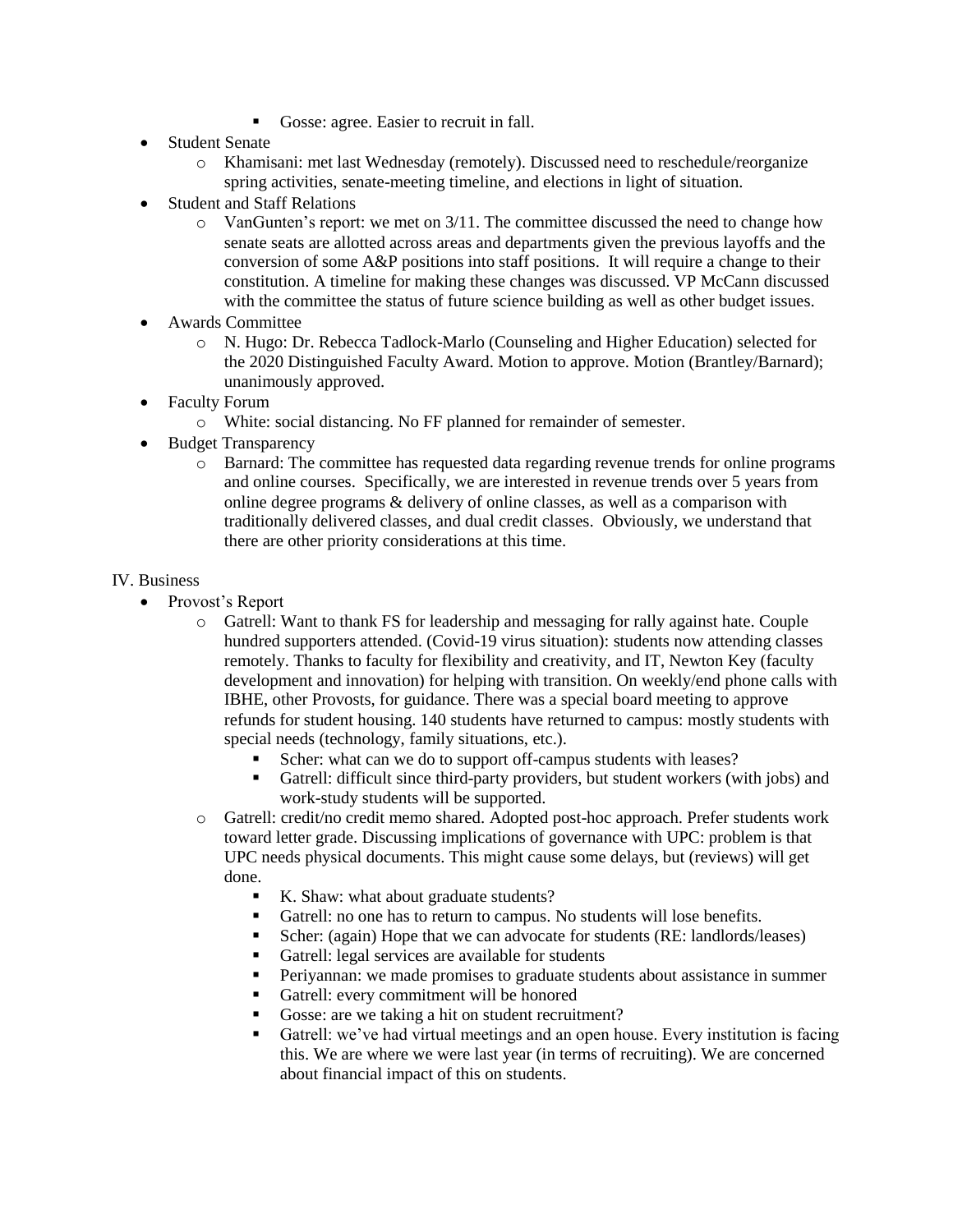- Gosse: agree. Easier to recruit in fall.
- Student Senate
    - Khamisani: met last Wednesday (remotely). Discussed need to reschedule/reorganize spring activities, senate-meeting timeline, and elections in light of situation.
- Student and Staff Relations
    - VanGunten's report: we met on 3/11. The committee discussed the need to change how senate seats are allotted across areas and departments given the previous layoffs and the conversion of some A&P positions into staff positions. It will require a change to their constitution. A timeline for making these changes was discussed. VP McCann discussed with the committee the status of future science building as well as other budget issues.
- Awards Committee
    - N. Hugo: Dr. Rebecca Tadlock-Marlo (Counseling and Higher Education) selected for the 2020 Distinguished Faculty Award. Motion to approve. Motion (Brantley/Barnard); unanimously approved.
- Faculty Forum
    - White: social distancing. No FF planned for remainder of semester.
- Budget Transparency
    - Barnard: The committee has requested data regarding revenue trends for online programs and online courses. Specifically, we are interested in revenue trends over 5 years from online degree programs & delivery of online classes, as well as a comparison with traditionally delivered classes, and dual credit classes. Obviously, we understand that there are other priority considerations at this time.

IV. Business

- Provost's Report
    - Gatrell: Want to thank FS for leadership and messaging for rally against hate. Couple hundred supporters attended. (Covid-19 virus situation): students now attending classes remotely. Thanks to faculty for flexibility and creativity, and IT, Newton Key (faculty development and innovation) for helping with transition. On weekly/end phone calls with IBHE, other Provosts, for guidance. There was a special board meeting to approve refunds for student housing. 140 students have returned to campus: mostly students with special needs (technology, family situations, etc.).
        - Scher: what can we do to support off-campus students with leases?
        - Gatrell: difficult since third-party providers, but student workers (with jobs) and work-study students will be supported.
    - Gatrell: credit/no credit memo shared. Adopted post-hoc approach. Prefer students work toward letter grade. Discussing implications of governance with UPC: problem is that UPC needs physical documents. This might cause some delays, but (reviews) will get done.
        - K. Shaw: what about graduate students?
        - Gatrell: no one has to return to campus. No students will lose benefits.
        - Scher: (again) Hope that we can advocate for students (RE: landlords/leases)
        - Gatrell: legal services are available for students
        - Periyannan: we made promises to graduate students about assistance in summer
        - Gatrell: every commitment will be honored
        - Gosse: are we taking a hit on student recruitment?
        - Gatrell: we've had virtual meetings and an open house. Every institution is facing this. We are where we were last year (in terms of recruiting). We are concerned about financial impact of this on students.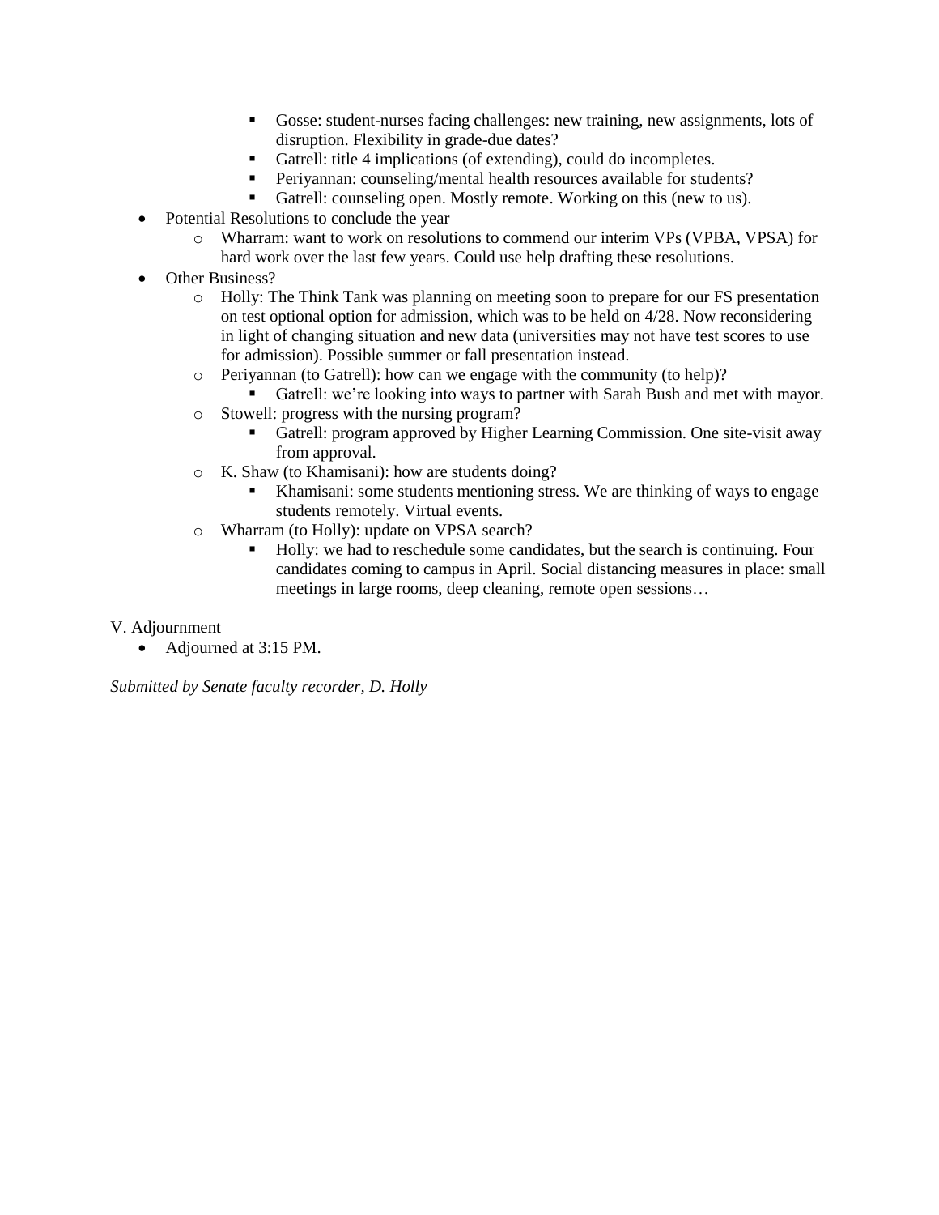- Gosse: student-nurses facing challenges: new training, new assignments, lots of disruption. Flexibility in grade-due dates?
        - Gatrell: title 4 implications (of extending), could do incompletes.
        - Periyannan: counseling/mental health resources available for students?
        - Gatrell: counseling open. Mostly remote. Working on this (new to us).
- Potential Resolutions to conclude the year
    - Wharram: want to work on resolutions to commend our interim VPs (VPBA, VPSA) for hard work over the last few years. Could use help drafting these resolutions.
- Other Business?
    - Holly: The Think Tank was planning on meeting soon to prepare for our FS presentation on test optional option for admission, which was to be held on 4/28. Now reconsidering in light of changing situation and new data (universities may not have test scores to use for admission). Possible summer or fall presentation instead.
    - Periyannan (to Gatrell): how can we engage with the community (to help)?
        - Gatrell: we're looking into ways to partner with Sarah Bush and met with mayor.
    - Stowell: progress with the nursing program?
        - Gatrell: program approved by Higher Learning Commission. One site-visit away from approval.
    - K. Shaw (to Khamisani): how are students doing?
        - Khamisani: some students mentioning stress. We are thinking of ways to engage students remotely. Virtual events.
    - Wharram (to Holly): update on VPSA search?
        - Holly: we had to reschedule some candidates, but the search is continuing. Four candidates coming to campus in April. Social distancing measures in place: small meetings in large rooms, deep cleaning, remote open sessions…

V. Adjournment

- Adjourned at 3:15 PM.

*Submitted by Senate faculty recorder, D. Holly*